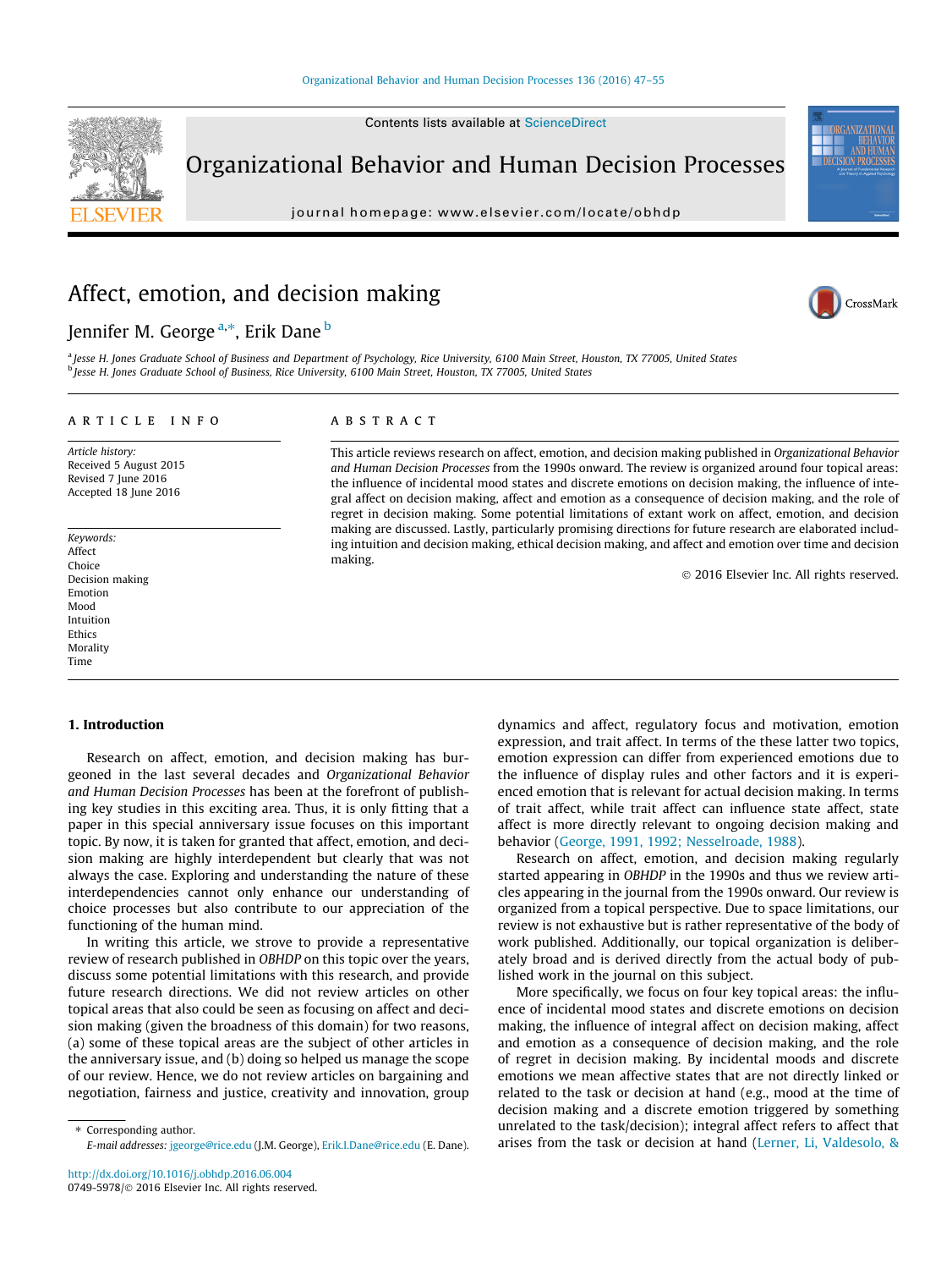Contents lists available at ScienceDirect

# Organizational Behavior and Human Decision Processes

journal homepage: www.elsevier.com/locate/obhdp

# Affect, emotion, and decision making

Jennifer M. George [a,*], Erik Dane [b]

[a] Jesse H. Jones Graduate School of Business and Department of Psychology, Rice University, 6100 Main Street, Houston, TX 77005, United States
[b] Jesse H. Jones Graduate School of Business, Rice University, 6100 Main Street, Houston, TX 77005, United States

## ARTICLE INFO

*Article history:*
Received 5 August 2015
Revised 7 June 2016
Accepted 18 June 2016

*Keywords:*
Affect
Choice
Decision making
Emotion
Mood
Intuition
Ethics
Morality
Time

## ABSTRACT

This article reviews research on affect, emotion, and decision making published in *Organizational Behavior and Human Decision Processes* from the 1990s onward. The review is organized around four topical areas: the influence of incidental mood states and discrete emotions on decision making, the influence of integral affect on decision making, affect and emotion as a consequence of decision making, and the role of regret in decision making. Some potential limitations of extant work on affect, emotion, and decision making are discussed. Lastly, particularly promising directions for future research are elaborated including intuition and decision making, ethical decision making, and affect and emotion over time and decision making.

© 2016 Elsevier Inc. All rights reserved.

## 1. Introduction

Research on affect, emotion, and decision making has burgeoned in the last several decades and *Organizational Behavior and Human Decision Processes* has been at the forefront of publishing key studies in this exciting area. Thus, it is only fitting that a paper in this special anniversary issue focuses on this important topic. By now, it is taken for granted that affect, emotion, and decision making are highly interdependent but clearly that was not always the case. Exploring and understanding the nature of these interdependencies cannot only enhance our understanding of choice processes but also contribute to our appreciation of the functioning of the human mind.

In writing this article, we strove to provide a representative review of research published in *OBHDP* on this topic over the years, discuss some potential limitations with this research, and provide future research directions. We did not review articles on other topical areas that also could be seen as focusing on affect and decision making (given the broadness of this domain) for two reasons, (a) some of these topical areas are the subject of other articles in the anniversary issue, and (b) doing so helped us manage the scope of our review. Hence, we do not review articles on bargaining and negotiation, fairness and justice, creativity and innovation, group dynamics and affect, regulatory focus and motivation, emotion expression, and trait affect. In terms of the these latter two topics, emotion expression can differ from experienced emotions due to the influence of display rules and other factors and it is experienced emotion that is relevant for actual decision making. In terms of trait affect, while trait affect can influence state affect, state affect is more directly relevant to ongoing decision making and behavior (George, 1991, 1992; Nesselroade, 1988).

Research on affect, emotion, and decision making regularly started appearing in *OBHDP* in the 1990s and thus we review articles appearing in the journal from the 1990s onward. Our review is organized from a topical perspective. Due to space limitations, our review is not exhaustive but is rather representative of the body of work published. Additionally, our topical organization is deliberately broad and is derived directly from the actual body of published work in the journal on this subject.

More specifically, we focus on four key topical areas: the influence of incidental mood states and discrete emotions on decision making, the influence of integral affect on decision making, affect and emotion as a consequence of decision making, and the role of regret in decision making. By incidental moods and discrete emotions we mean affective states that are not directly linked or related to the task or decision at hand (e.g., mood at the time of decision making and a discrete emotion triggered by something unrelated to the task/decision); integral affect refers to affect that arises from the task or decision at hand (Lerner, Li, Valdesolo, &

* Corresponding author.
*E-mail addresses:* jgeorge@rice.edu (J.M. George), Erik.I.Dane@rice.edu (E. Dane).

http://dx.doi.org/10.1016/j.obhdp.2016.06.004
0749-5978/© 2016 Elsevier Inc. All rights reserved.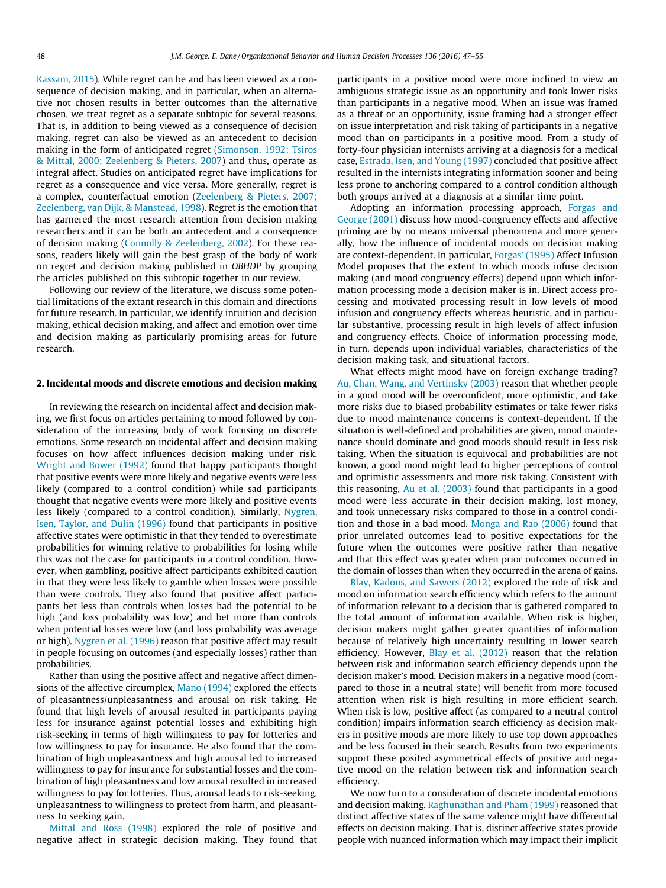Kassam, 2015). While regret can be and has been viewed as a consequence of decision making, and in particular, when an alternative not chosen results in better outcomes than the alternative chosen, we treat regret as a separate subtopic for several reasons. That is, in addition to being viewed as a consequence of decision making, regret can also be viewed as an antecedent to decision making in the form of anticipated regret (Simonson, 1992; Tsiros & Mittal, 2000; Zeelenberg & Pieters, 2007) and thus, operate as integral affect. Studies on anticipated regret have implications for regret as a consequence and vice versa. More generally, regret is a complex, counterfactual emotion (Zeelenberg & Pieters, 2007; Zeelenberg, van Dijk, & Manstead, 1998). Regret is the emotion that has garnered the most research attention from decision making researchers and it can be both an antecedent and a consequence of decision making (Connolly & Zeelenberg, 2002). For these reasons, readers likely will gain the best grasp of the body of work on regret and decision making published in *OBHDP* by grouping the articles published on this subtopic together in our review.

Following our review of the literature, we discuss some potential limitations of the extant research in this domain and directions for future research. In particular, we identify intuition and decision making, ethical decision making, and affect and emotion over time and decision making as particularly promising areas for future research.

## 2. Incidental moods and discrete emotions and decision making

In reviewing the research on incidental affect and decision making, we first focus on articles pertaining to mood followed by consideration of the increasing body of work focusing on discrete emotions. Some research on incidental affect and decision making focuses on how affect influences decision making under risk. Wright and Bower (1992) found that happy participants thought that positive events were more likely and negative events were less likely (compared to a control condition) while sad participants thought that negative events were more likely and positive events less likely (compared to a control condition). Similarly, Nygren, Isen, Taylor, and Dulin (1996) found that participants in positive affective states were optimistic in that they tended to overestimate probabilities for winning relative to probabilities for losing while this was not the case for participants in a control condition. However, when gambling, positive affect participants exhibited caution in that they were less likely to gamble when losses were possible than were controls. They also found that positive affect participants bet less than controls when losses had the potential to be high (and loss probability was low) and bet more than controls when potential losses were low (and loss probability was average or high). Nygren et al. (1996) reason that positive affect may result in people focusing on outcomes (and especially losses) rather than probabilities.

Rather than using the positive affect and negative affect dimensions of the affective circumplex, Mano (1994) explored the effects of pleasantness/unpleasantness and arousal on risk taking. He found that high levels of arousal resulted in participants paying less for insurance against potential losses and exhibiting high risk-seeking in terms of high willingness to pay for lotteries and low willingness to pay for insurance. He also found that the combination of high unpleasantness and high arousal led to increased willingness to pay for insurance for substantial losses and the combination of high pleasantness and low arousal resulted in increased willingness to pay for lotteries. Thus, arousal leads to risk-seeking, unpleasantness to willingness to protect from harm, and pleasantness to seeking gain.

Mittal and Ross (1998) explored the role of positive and negative affect in strategic decision making. They found that participants in a positive mood were more inclined to view an ambiguous strategic issue as an opportunity and took lower risks than participants in a negative mood. When an issue was framed as a threat or an opportunity, issue framing had a stronger effect on issue interpretation and risk taking of participants in a negative mood than on participants in a positive mood. From a study of forty-four physician internists arriving at a diagnosis for a medical case, Estrada, Isen, and Young (1997) concluded that positive affect resulted in the internists integrating information sooner and being less prone to anchoring compared to a control condition although both groups arrived at a diagnosis at a similar time point.

Adopting an information processing approach, Forgas and George (2001) discuss how mood-congruency effects and affective priming are by no means universal phenomena and more generally, how the influence of incidental moods on decision making are context-dependent. In particular, Forgas' (1995) Affect Infusion Model proposes that the extent to which moods infuse decision making (and mood congruency effects) depend upon which information processing mode a decision maker is in. Direct access processing and motivated processing result in low levels of mood infusion and congruency effects whereas heuristic, and in particular substantive, processing result in high levels of affect infusion and congruency effects. Choice of information processing mode, in turn, depends upon individual variables, characteristics of the decision making task, and situational factors.

What effects might mood have on foreign exchange trading? Au, Chan, Wang, and Vertinsky (2003) reason that whether people in a good mood will be overconfident, more optimistic, and take more risks due to biased probability estimates or take fewer risks due to mood maintenance concerns is context-dependent. If the situation is well-defined and probabilities are given, mood maintenance should dominate and good moods should result in less risk taking. When the situation is equivocal and probabilities are not known, a good mood might lead to higher perceptions of control and optimistic assessments and more risk taking. Consistent with this reasoning, Au et al. (2003) found that participants in a good mood were less accurate in their decision making, lost money, and took unnecessary risks compared to those in a control condition and those in a bad mood. Monga and Rao (2006) found that prior unrelated outcomes lead to positive expectations for the future when the outcomes were positive rather than negative and that this effect was greater when prior outcomes occurred in the domain of losses than when they occurred in the arena of gains.

Blay, Kadous, and Sawers (2012) explored the role of risk and mood on information search efficiency which refers to the amount of information relevant to a decision that is gathered compared to the total amount of information available. When risk is higher, decision makers might gather greater quantities of information because of relatively high uncertainty resulting in lower search efficiency. However, Blay et al. (2012) reason that the relation between risk and information search efficiency depends upon the decision maker's mood. Decision makers in a negative mood (compared to those in a neutral state) will benefit from more focused attention when risk is high resulting in more efficient search. When risk is low, positive affect (as compared to a neutral control condition) impairs information search efficiency as decision makers in positive moods are more likely to use top down approaches and be less focused in their search. Results from two experiments support these posited asymmetrical effects of positive and negative mood on the relation between risk and information search efficiency.

We now turn to a consideration of discrete incidental emotions and decision making. Raghunathan and Pham (1999) reasoned that distinct affective states of the same valence might have differential effects on decision making. That is, distinct affective states provide people with nuanced information which may impact their implicit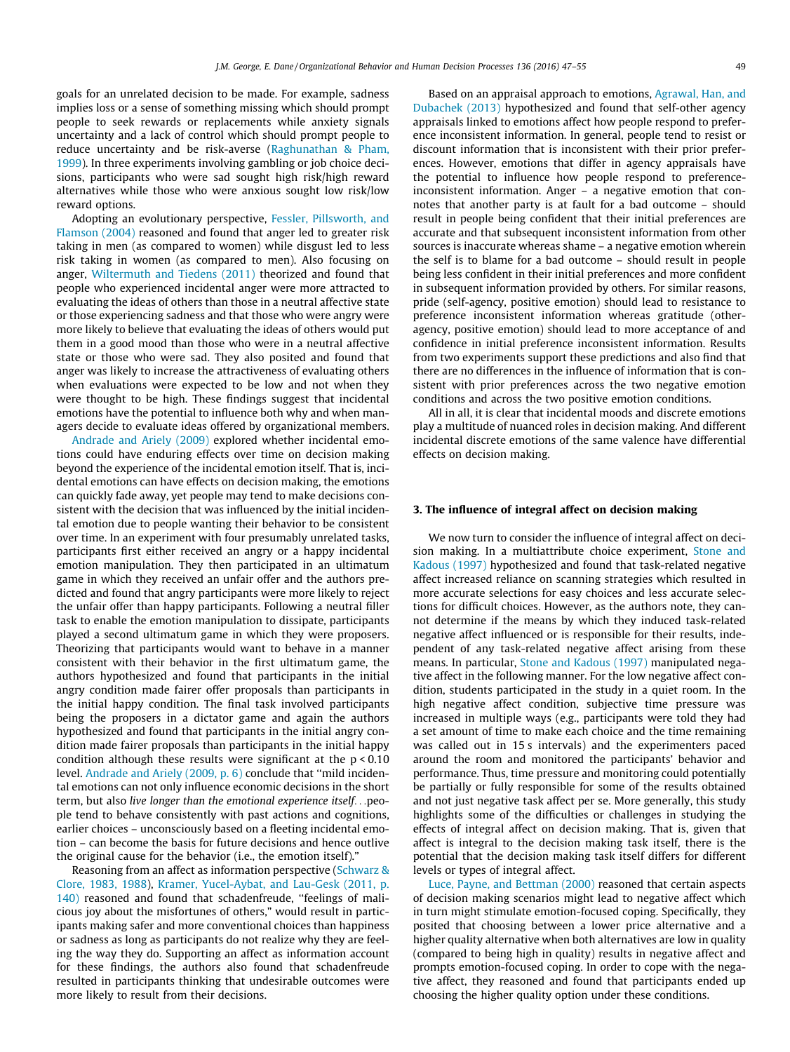goals for an unrelated decision to be made. For example, sadness implies loss or a sense of something missing which should prompt people to seek rewards or replacements while anxiety signals uncertainty and a lack of control which should prompt people to reduce uncertainty and be risk-averse (Raghunathan & Pham, 1999). In three experiments involving gambling or job choice decisions, participants who were sad sought high risk/high reward alternatives while those who were anxious sought low risk/low reward options.

Adopting an evolutionary perspective, Fessler, Pillsworth, and Flamson (2004) reasoned and found that anger led to greater risk taking in men (as compared to women) while disgust led to less risk taking in women (as compared to men). Also focusing on anger, Wiltermuth and Tiedens (2011) theorized and found that people who experienced incidental anger were more attracted to evaluating the ideas of others than those in a neutral affective state or those experiencing sadness and that those who were angry were more likely to believe that evaluating the ideas of others would put them in a good mood than those who were in a neutral affective state or those who were sad. They also posited and found that anger was likely to increase the attractiveness of evaluating others when evaluations were expected to be low and not when they were thought to be high. These findings suggest that incidental emotions have the potential to influence both why and when managers decide to evaluate ideas offered by organizational members.

Andrade and Ariely (2009) explored whether incidental emotions could have enduring effects over time on decision making beyond the experience of the incidental emotion itself. That is, incidental emotions can have effects on decision making, the emotions can quickly fade away, yet people may tend to make decisions consistent with the decision that was influenced by the initial incidental emotion due to people wanting their behavior to be consistent over time. In an experiment with four presumably unrelated tasks, participants first either received an angry or a happy incidental emotion manipulation. They then participated in an ultimatum game in which they received an unfair offer and the authors predicted and found that angry participants were more likely to reject the unfair offer than happy participants. Following a neutral filler task to enable the emotion manipulation to dissipate, participants played a second ultimatum game in which they were proposers. Theorizing that participants would want to behave in a manner consistent with their behavior in the first ultimatum game, the authors hypothesized and found that participants in the initial angry condition made fairer offer proposals than participants in the initial happy condition. The final task involved participants being the proposers in a dictator game and again the authors hypothesized and found that participants in the initial angry condition made fairer proposals than participants in the initial happy condition although these results were significant at the $p < 0.10$ level. Andrade and Ariely (2009, p. 6) conclude that "mild incidental emotions can not only influence economic decisions in the short term, but also *live longer than the emotional experience itself*. . .people tend to behave consistently with past actions and cognitions, earlier choices – unconsciously based on a fleeting incidental emotion – can become the basis for future decisions and hence outlive the original cause for the behavior (i.e., the emotion itself)."

Reasoning from an affect as information perspective (Schwarz & Clore, 1983, 1988), Kramer, Yucel-Aybat, and Lau-Gesk (2011, p. 140) reasoned and found that schadenfreude, "feelings of malicious joy about the misfortunes of others," would result in participants making safer and more conventional choices than happiness or sadness as long as participants do not realize why they are feeling the way they do. Supporting an affect as information account for these findings, the authors also found that schadenfreude resulted in participants thinking that undesirable outcomes were more likely to result from their decisions.

Based on an appraisal approach to emotions, Agrawal, Han, and Dubachek (2013) hypothesized and found that self-other agency appraisals linked to emotions affect how people respond to preference inconsistent information. In general, people tend to resist or discount information that is inconsistent with their prior preferences. However, emotions that differ in agency appraisals have the potential to influence how people respond to preference-inconsistent information. Anger – a negative emotion that connotes that another party is at fault for a bad outcome – should result in people being confident that their initial preferences are accurate and that subsequent inconsistent information from other sources is inaccurate whereas shame – a negative emotion wherein the self is to blame for a bad outcome – should result in people being less confident in their initial preferences and more confident in subsequent information provided by others. For similar reasons, pride (self-agency, positive emotion) should lead to resistance to preference inconsistent information whereas gratitude (other-agency, positive emotion) should lead to more acceptance of and confidence in initial preference inconsistent information. Results from two experiments support these predictions and also find that there are no differences in the influence of information that is consistent with prior preferences across the two negative emotion conditions and across the two positive emotion conditions.

All in all, it is clear that incidental moods and discrete emotions play a multitude of nuanced roles in decision making. And different incidental discrete emotions of the same valence have differential effects on decision making.

## 3. The influence of integral affect on decision making

We now turn to consider the influence of integral affect on decision making. In a multiattribute choice experiment, Stone and Kadous (1997) hypothesized and found that task-related negative affect increased reliance on scanning strategies which resulted in more accurate selections for easy choices and less accurate selections for difficult choices. However, as the authors note, they cannot determine if the means by which they induced task-related negative affect influenced or is responsible for their results, independent of any task-related negative affect arising from these means. In particular, Stone and Kadous (1997) manipulated negative affect in the following manner. For the low negative affect condition, students participated in the study in a quiet room. In the high negative affect condition, subjective time pressure was increased in multiple ways (e.g., participants were told they had a set amount of time to make each choice and the time remaining was called out in 15 s intervals) and the experimenters paced around the room and monitored the participants' behavior and performance. Thus, time pressure and monitoring could potentially be partially or fully responsible for some of the results obtained and not just negative task affect per se. More generally, this study highlights some of the difficulties or challenges in studying the effects of integral affect on decision making. That is, given that affect is integral to the decision making task itself, there is the potential that the decision making task itself differs for different levels or types of integral affect.

Luce, Payne, and Bettman (2000) reasoned that certain aspects of decision making scenarios might lead to negative affect which in turn might stimulate emotion-focused coping. Specifically, they posited that choosing between a lower price alternative and a higher quality alternative when both alternatives are low in quality (compared to being high in quality) results in negative affect and prompts emotion-focused coping. In order to cope with the negative affect, they reasoned and found that participants ended up choosing the higher quality option under these conditions.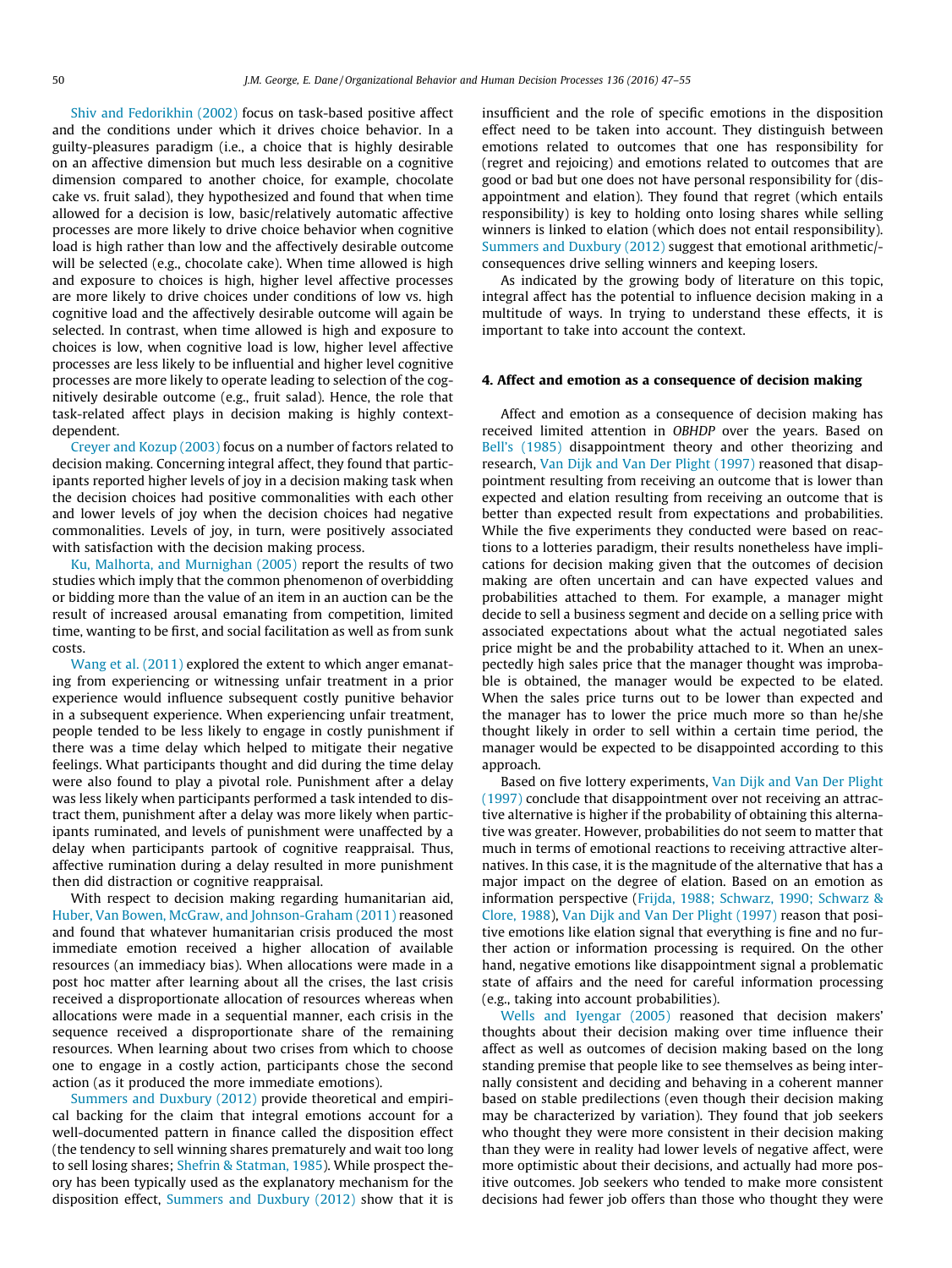Shiv and Fedorikhin (2002) focus on task-based positive affect and the conditions under which it drives choice behavior. In a guilty-pleasures paradigm (i.e., a choice that is highly desirable on an affective dimension but much less desirable on a cognitive dimension compared to another choice, for example, chocolate cake vs. fruit salad), they hypothesized and found that when time allowed for a decision is low, basic/relatively automatic affective processes are more likely to drive choice behavior when cognitive load is high rather than low and the affectively desirable outcome will be selected (e.g., chocolate cake). When time allowed is high and exposure to choices is high, higher level affective processes are more likely to drive choices under conditions of low vs. high cognitive load and the affectively desirable outcome will again be selected. In contrast, when time allowed is high and exposure to choices is low, when cognitive load is low, higher level affective processes are less likely to be influential and higher level cognitive processes are more likely to operate leading to selection of the cognitively desirable outcome (e.g., fruit salad). Hence, the role that task-related affect plays in decision making is highly context-dependent.

Creyer and Kozup (2003) focus on a number of factors related to decision making. Concerning integral affect, they found that participants reported higher levels of joy in a decision making task when the decision choices had positive commonalities with each other and lower levels of joy when the decision choices had negative commonalities. Levels of joy, in turn, were positively associated with satisfaction with the decision making process.

Ku, Malhorta, and Murnighan (2005) report the results of two studies which imply that the common phenomenon of overbidding or bidding more than the value of an item in an auction can be the result of increased arousal emanating from competition, limited time, wanting to be first, and social facilitation as well as from sunk costs.

Wang et al. (2011) explored the extent to which anger emanating from experiencing or witnessing unfair treatment in a prior experience would influence subsequent costly punitive behavior in a subsequent experience. When experiencing unfair treatment, people tended to be less likely to engage in costly punishment if there was a time delay which helped to mitigate their negative feelings. What participants thought and did during the time delay were also found to play a pivotal role. Punishment after a delay was less likely when participants performed a task intended to distract them, punishment after a delay was more likely when participants ruminated, and levels of punishment were unaffected by a delay when participants partook of cognitive reappraisal. Thus, affective rumination during a delay resulted in more punishment then did distraction or cognitive reappraisal.

With respect to decision making regarding humanitarian aid, Huber, Van Bowen, McGraw, and Johnson-Graham (2011) reasoned and found that whatever humanitarian crisis produced the most immediate emotion received a higher allocation of available resources (an immediacy bias). When allocations were made in a post hoc matter after learning about all the crises, the last crisis received a disproportionate allocation of resources whereas when allocations were made in a sequential manner, each crisis in the sequence received a disproportionate share of the remaining resources. When learning about two crises from which to choose one to engage in a costly action, participants chose the second action (as it produced the more immediate emotions).

Summers and Duxbury (2012) provide theoretical and empirical backing for the claim that integral emotions account for a well-documented pattern in finance called the disposition effect (the tendency to sell winning shares prematurely and wait too long to sell losing shares; Shefrin & Statman, 1985). While prospect theory has been typically used as the explanatory mechanism for the disposition effect, Summers and Duxbury (2012) show that it is insufficient and the role of specific emotions in the disposition effect need to be taken into account. They distinguish between emotions related to outcomes that one has responsibility for (regret and rejoicing) and emotions related to outcomes that are good or bad but one does not have personal responsibility for (disappointment and elation). They found that regret (which entails responsibility) is key to holding onto losing shares while selling winners is linked to elation (which does not entail responsibility). Summers and Duxbury (2012) suggest that emotional arithmetic/-consequences drive selling winners and keeping losers.

As indicated by the growing body of literature on this topic, integral affect has the potential to influence decision making in a multitude of ways. In trying to understand these effects, it is important to take into account the context.

## 4. Affect and emotion as a consequence of decision making

Affect and emotion as a consequence of decision making has received limited attention in *OBHDP* over the years. Based on Bell's (1985) disappointment theory and other theorizing and research, Van Dijk and Van Der Plight (1997) reasoned that disappointment resulting from receiving an outcome that is lower than expected and elation resulting from receiving an outcome that is better than expected result from expectations and probabilities. While the five experiments they conducted were based on reactions to a lotteries paradigm, their results nonetheless have implications for decision making given that the outcomes of decision making are often uncertain and can have expected values and probabilities attached to them. For example, a manager might decide to sell a business segment and decide on a selling price with associated expectations about what the actual negotiated sales price might be and the probability attached to it. When an unexpectedly high sales price that the manager thought was improbable is obtained, the manager would be expected to be elated. When the sales price turns out to be lower than expected and the manager has to lower the price much more so than he/she thought likely in order to sell within a certain time period, the manager would be expected to be disappointed according to this approach.

Based on five lottery experiments, Van Dijk and Van Der Plight (1997) conclude that disappointment over not receiving an attractive alternative is higher if the probability of obtaining this alternative was greater. However, probabilities do not seem to matter that much in terms of emotional reactions to receiving attractive alternatives. In this case, it is the magnitude of the alternative that has a major impact on the degree of elation. Based on an emotion as information perspective (Frijda, 1988; Schwarz, 1990; Schwarz & Clore, 1988), Van Dijk and Van Der Plight (1997) reason that positive emotions like elation signal that everything is fine and no further action or information processing is required. On the other hand, negative emotions like disappointment signal a problematic state of affairs and the need for careful information processing (e.g., taking into account probabilities).

Wells and Iyengar (2005) reasoned that decision makers' thoughts about their decision making over time influence their affect as well as outcomes of decision making based on the long standing premise that people like to see themselves as being internally consistent and deciding and behaving in a coherent manner based on stable predilections (even though their decision making may be characterized by variation). They found that job seekers who thought they were more consistent in their decision making than they were in reality had lower levels of negative affect, were more optimistic about their decisions, and actually had more positive outcomes. Job seekers who tended to make more consistent decisions had fewer job offers than those who thought they were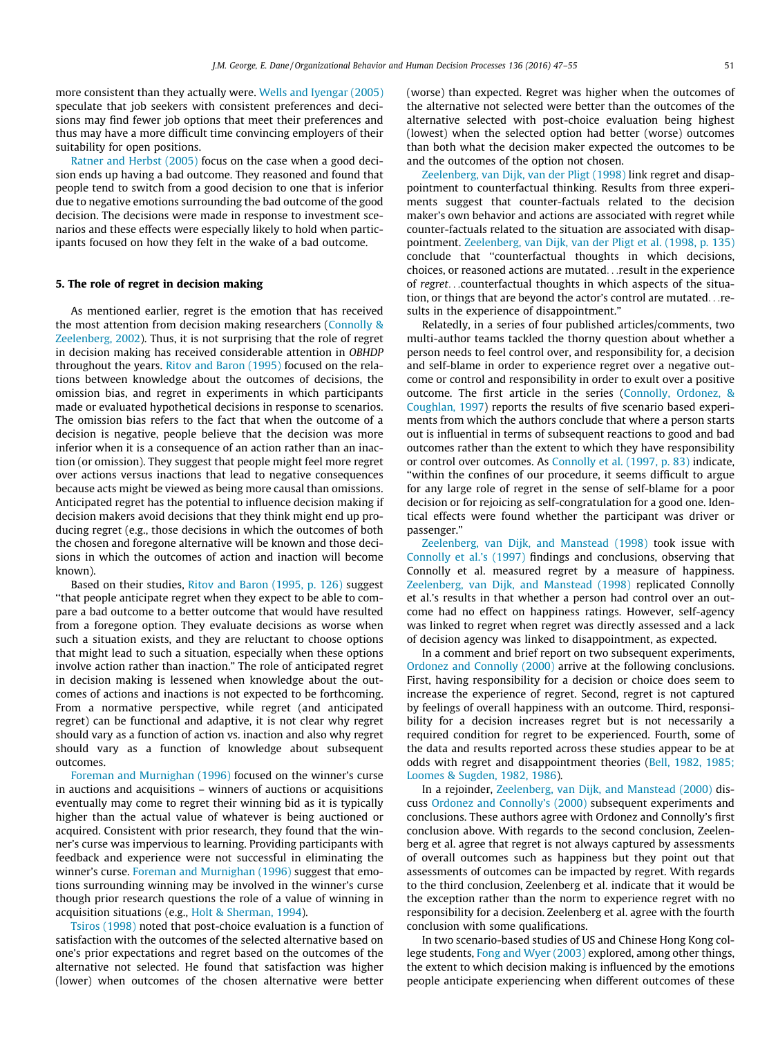more consistent than they actually were. Wells and Iyengar (2005) speculate that job seekers with consistent preferences and decisions may find fewer job options that meet their preferences and thus may have a more difficult time convincing employers of their suitability for open positions.

Ratner and Herbst (2005) focus on the case when a good decision ends up having a bad outcome. They reasoned and found that people tend to switch from a good decision to one that is inferior due to negative emotions surrounding the bad outcome of the good decision. The decisions were made in response to investment scenarios and these effects were especially likely to hold when participants focused on how they felt in the wake of a bad outcome.

## 5. The role of regret in decision making

As mentioned earlier, regret is the emotion that has received the most attention from decision making researchers (Connolly & Zeelenberg, 2002). Thus, it is not surprising that the role of regret in decision making has received considerable attention in *OBHDP* throughout the years. Ritov and Baron (1995) focused on the relations between knowledge about the outcomes of decisions, the omission bias, and regret in experiments in which participants made or evaluated hypothetical decisions in response to scenarios. The omission bias refers to the fact that when the outcome of a decision is negative, people believe that the decision was more inferior when it is a consequence of an action rather than an inaction (or omission). They suggest that people might feel more regret over actions versus inactions that lead to negative consequences because acts might be viewed as being more causal than omissions. Anticipated regret has the potential to influence decision making if decision makers avoid decisions that they think might end up producing regret (e.g., those decisions in which the outcomes of both the chosen and foregone alternative will be known and those decisions in which the outcomes of action and inaction will become known).

Based on their studies, Ritov and Baron (1995, p. 126) suggest "that people anticipate regret when they expect to be able to compare a bad outcome to a better outcome that would have resulted from a foregone option. They evaluate decisions as worse when such a situation exists, and they are reluctant to choose options that might lead to such a situation, especially when these options involve action rather than inaction." The role of anticipated regret in decision making is lessened when knowledge about the outcomes of actions and inactions is not expected to be forthcoming. From a normative perspective, while regret (and anticipated regret) can be functional and adaptive, it is not clear why regret should vary as a function of action vs. inaction and also why regret should vary as a function of knowledge about subsequent outcomes.

Foreman and Murnighan (1996) focused on the winner's curse in auctions and acquisitions – winners of auctions or acquisitions eventually may come to regret their winning bid as it is typically higher than the actual value of whatever is being auctioned or acquired. Consistent with prior research, they found that the winner's curse was impervious to learning. Providing participants with feedback and experience were not successful in eliminating the winner's curse. Foreman and Murnighan (1996) suggest that emotions surrounding winning may be involved in the winner's curse though prior research questions the role of a value of winning in acquisition situations (e.g., Holt & Sherman, 1994).

Tsiros (1998) noted that post-choice evaluation is a function of satisfaction with the outcomes of the selected alternative based on one's prior expectations and regret based on the outcomes of the alternative not selected. He found that satisfaction was higher (lower) when outcomes of the chosen alternative were better (worse) than expected. Regret was higher when the outcomes of the alternative not selected were better than the outcomes of the alternative selected with post-choice evaluation being highest (lowest) when the selected option had better (worse) outcomes than both what the decision maker expected the outcomes to be and the outcomes of the option not chosen.

Zeelenberg, van Dijk, van der Pligt (1998) link regret and disappointment to counterfactual thinking. Results from three experiments suggest that counter-factuals related to the decision maker's own behavior and actions are associated with regret while counter-factuals related to the situation are associated with disappointment. Zeelenberg, van Dijk, van der Pligt et al. (1998, p. 135) conclude that "counterfactual thoughts in which decisions, choices, or reasoned actions are mutated...result in the experience of *regret*...counterfactual thoughts in which aspects of the situation, or things that are beyond the actor's control are mutated...results in the experience of disappointment."

Relatedly, in a series of four published articles/comments, two multi-author teams tackled the thorny question about whether a person needs to feel control over, and responsibility for, a decision and self-blame in order to experience regret over a negative outcome or control and responsibility in order to exult over a positive outcome. The first article in the series (Connolly, Ordonez, & Coughlan, 1997) reports the results of five scenario based experiments from which the authors conclude that where a person starts out is influential in terms of subsequent reactions to good and bad outcomes rather than the extent to which they have responsibility or control over outcomes. As Connolly et al. (1997, p. 83) indicate, "within the confines of our procedure, it seems difficult to argue for any large role of regret in the sense of self-blame for a poor decision or for rejoicing as self-congratulation for a good one. Identical effects were found whether the participant was driver or passenger."

Zeelenberg, van Dijk, and Manstead (1998) took issue with Connolly et al.'s (1997) findings and conclusions, observing that Connolly et al. measured regret by a measure of happiness. Zeelenberg, van Dijk, and Manstead (1998) replicated Connolly et al.'s results in that whether a person had control over an outcome had no effect on happiness ratings. However, self-agency was linked to regret when regret was directly assessed and a lack of decision agency was linked to disappointment, as expected.

In a comment and brief report on two subsequent experiments, Ordonez and Connolly (2000) arrive at the following conclusions. First, having responsibility for a decision or choice does seem to increase the experience of regret. Second, regret is not captured by feelings of overall happiness with an outcome. Third, responsibility for a decision increases regret but is not necessarily a required condition for regret to be experienced. Fourth, some of the data and results reported across these studies appear to be at odds with regret and disappointment theories (Bell, 1982, 1985; Loomes & Sugden, 1982, 1986).

In a rejoinder, Zeelenberg, van Dijk, and Manstead (2000) discuss Ordonez and Connolly's (2000) subsequent experiments and conclusions. These authors agree with Ordonez and Connolly's first conclusion above. With regards to the second conclusion, Zeelenberg et al. agree that regret is not always captured by assessments of overall outcomes such as happiness but they point out that assessments of outcomes can be impacted by regret. With regards to the third conclusion, Zeelenberg et al. indicate that it would be the exception rather than the norm to experience regret with no responsibility for a decision. Zeelenberg et al. agree with the fourth conclusion with some qualifications.

In two scenario-based studies of US and Chinese Hong Kong college students, Fong and Wyer (2003) explored, among other things, the extent to which decision making is influenced by the emotions people anticipate experiencing when different outcomes of these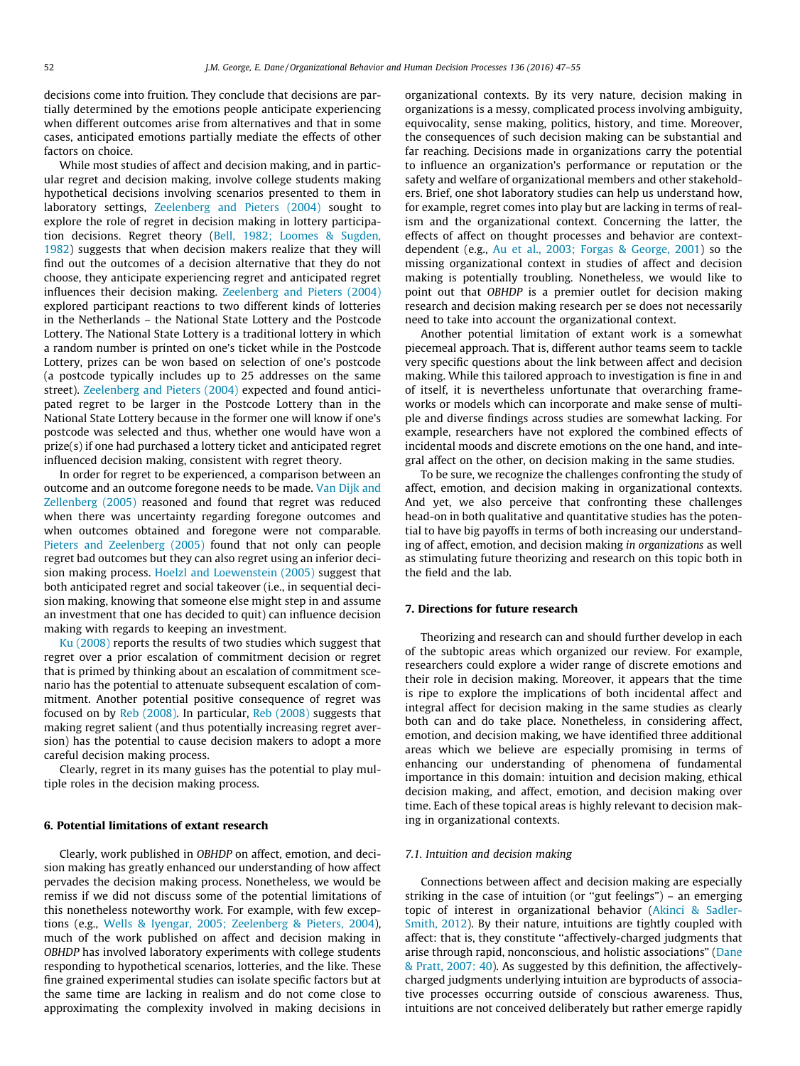decisions come into fruition. They conclude that decisions are partially determined by the emotions people anticipate experiencing when different outcomes arise from alternatives and that in some cases, anticipated emotions partially mediate the effects of other factors on choice.

While most studies of affect and decision making, and in particular regret and decision making, involve college students making hypothetical decisions involving scenarios presented to them in laboratory settings, Zeelenberg and Pieters (2004) sought to explore the role of regret in decision making in lottery participation decisions. Regret theory (Bell, 1982; Loomes & Sugden, 1982) suggests that when decision makers realize that they will find out the outcomes of a decision alternative that they do not choose, they anticipate experiencing regret and anticipated regret influences their decision making. Zeelenberg and Pieters (2004) explored participant reactions to two different kinds of lotteries in the Netherlands – the National State Lottery and the Postcode Lottery. The National State Lottery is a traditional lottery in which a random number is printed on one's ticket while in the Postcode Lottery, prizes can be won based on selection of one's postcode (a postcode typically includes up to 25 addresses on the same street). Zeelenberg and Pieters (2004) expected and found anticipated regret to be larger in the Postcode Lottery than in the National State Lottery because in the former one will know if one's postcode was selected and thus, whether one would have won a prize(s) if one had purchased a lottery ticket and anticipated regret influenced decision making, consistent with regret theory.

In order for regret to be experienced, a comparison between an outcome and an outcome foregone needs to be made. Van Dijk and Zellenberg (2005) reasoned and found that regret was reduced when there was uncertainty regarding foregone outcomes and when outcomes obtained and foregone were not comparable. Pieters and Zeelenberg (2005) found that not only can people regret bad outcomes but they can also regret using an inferior decision making process. Hoelzl and Loewenstein (2005) suggest that both anticipated regret and social takeover (i.e., in sequential decision making, knowing that someone else might step in and assume an investment that one has decided to quit) can influence decision making with regards to keeping an investment.

Ku (2008) reports the results of two studies which suggest that regret over a prior escalation of commitment decision or regret that is primed by thinking about an escalation of commitment scenario has the potential to attenuate subsequent escalation of commitment. Another potential positive consequence of regret was focused on by Reb (2008). In particular, Reb (2008) suggests that making regret salient (and thus potentially increasing regret aversion) has the potential to cause decision makers to adopt a more careful decision making process.

Clearly, regret in its many guises has the potential to play multiple roles in the decision making process.

## 6. Potential limitations of extant research

Clearly, work published in *OBHDP* on affect, emotion, and decision making has greatly enhanced our understanding of how affect pervades the decision making process. Nonetheless, we would be remiss if we did not discuss some of the potential limitations of this nonetheless noteworthy work. For example, with few exceptions (e.g., Wells & Iyengar, 2005; Zeelenberg & Pieters, 2004), much of the work published on affect and decision making in *OBHDP* has involved laboratory experiments with college students responding to hypothetical scenarios, lotteries, and the like. These fine grained experimental studies can isolate specific factors but at the same time are lacking in realism and do not come close to approximating the complexity involved in making decisions in organizational contexts. By its very nature, decision making in organizations is a messy, complicated process involving ambiguity, equivocality, sense making, politics, history, and time. Moreover, the consequences of such decision making can be substantial and far reaching. Decisions made in organizations carry the potential to influence an organization's performance or reputation or the safety and welfare of organizational members and other stakeholders. Brief, one shot laboratory studies can help us understand how, for example, regret comes into play but are lacking in terms of realism and the organizational context. Concerning the latter, the effects of affect on thought processes and behavior are context-dependent (e.g., Au et al., 2003; Forgas & George, 2001) so the missing organizational context in studies of affect and decision making is potentially troubling. Nonetheless, we would like to point out that *OBHDP* is a premier outlet for decision making research and decision making research per se does not necessarily need to take into account the organizational context.

Another potential limitation of extant work is a somewhat piecemeal approach. That is, different author teams seem to tackle very specific questions about the link between affect and decision making. While this tailored approach to investigation is fine in and of itself, it is nevertheless unfortunate that overarching frameworks or models which can incorporate and make sense of multiple and diverse findings across studies are somewhat lacking. For example, researchers have not explored the combined effects of incidental moods and discrete emotions on the one hand, and integral affect on the other, on decision making in the same studies.

To be sure, we recognize the challenges confronting the study of affect, emotion, and decision making in organizational contexts. And yet, we also perceive that confronting these challenges head-on in both qualitative and quantitative studies has the potential to have big payoffs in terms of both increasing our understanding of affect, emotion, and decision making *in organizations* as well as stimulating future theorizing and research on this topic both in the field and the lab.

## 7. Directions for future research

Theorizing and research can and should further develop in each of the subtopic areas which organized our review. For example, researchers could explore a wider range of discrete emotions and their role in decision making. Moreover, it appears that the time is ripe to explore the implications of both incidental affect and integral affect for decision making in the same studies as clearly both can and do take place. Nonetheless, in considering affect, emotion, and decision making, we have identified three additional areas which we believe are especially promising in terms of enhancing our understanding of phenomena of fundamental importance in this domain: intuition and decision making, ethical decision making, and affect, emotion, and decision making over time. Each of these topical areas is highly relevant to decision making in organizational contexts.

### 7.1. Intuition and decision making

Connections between affect and decision making are especially striking in the case of intuition (or "gut feelings") – an emerging topic of interest in organizational behavior (Akinci & Sadler-Smith, 2012). By their nature, intuitions are tightly coupled with affect: that is, they constitute "affectively-charged judgments that arise through rapid, nonconscious, and holistic associations" (Dane & Pratt, 2007: 40). As suggested by this definition, the affectively-charged judgments underlying intuition are byproducts of associative processes occurring outside of conscious awareness. Thus, intuitions are not conceived deliberately but rather emerge rapidly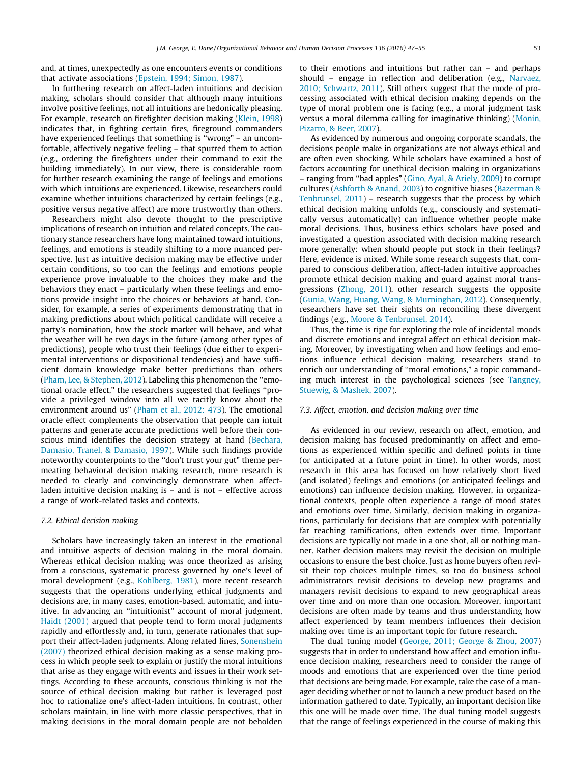and, at times, unexpectedly as one encounters events or conditions that activate associations (Epstein, 1994; Simon, 1987).

In furthering research on affect-laden intuitions and decision making, scholars should consider that although many intuitions involve positive feelings, not all intuitions are hedonically pleasing. For example, research on firefighter decision making (Klein, 1998) indicates that, in fighting certain fires, fireground commanders have experienced feelings that something is "wrong" – an uncomfortable, affectively negative feeling – that spurred them to action (e.g., ordering the firefighters under their command to exit the building immediately). In our view, there is considerable room for further research examining the range of feelings and emotions with which intuitions are experienced. Likewise, researchers could examine whether intuitions characterized by certain feelings (e.g., positive versus negative affect) are more trustworthy than others.

Researchers might also devote thought to the prescriptive implications of research on intuition and related concepts. The cautionary stance researchers have long maintained toward intuitions, feelings, and emotions is steadily shifting to a more nuanced perspective. Just as intuitive decision making may be effective under certain conditions, so too can the feelings and emotions people experience prove invaluable to the choices they make and the behaviors they enact – particularly when these feelings and emotions provide insight into the choices or behaviors at hand. Consider, for example, a series of experiments demonstrating that in making predictions about which political candidate will receive a party's nomination, how the stock market will behave, and what the weather will be two days in the future (among other types of predictions), people who trust their feelings (due either to experimental interventions or dispositional tendencies) and have sufficient domain knowledge make better predictions than others (Pham, Lee, & Stephen, 2012). Labeling this phenomenon the "emotional oracle effect," the researchers suggested that feelings "provide a privileged window into all we tacitly know about the environment around us" (Pham et al., 2012: 473). The emotional oracle effect complements the observation that people can intuit patterns and generate accurate predictions well before their conscious mind identifies the decision strategy at hand (Bechara, Damasio, Tranel, & Damasio, 1997). While such findings provide noteworthy counterpoints to the "don't trust your gut" theme permeating behavioral decision making research, more research is needed to clearly and convincingly demonstrate when affect-laden intuitive decision making is – and is not – effective across a range of work-related tasks and contexts.

### 7.2. Ethical decision making

Scholars have increasingly taken an interest in the emotional and intuitive aspects of decision making in the moral domain. Whereas ethical decision making was once theorized as arising from a conscious, systematic process governed by one's level of moral development (e.g., Kohlberg, 1981), more recent research suggests that the operations underlying ethical judgments and decisions are, in many cases, emotion-based, automatic, and intuitive. In advancing an "intuitionist" account of moral judgment, Haidt (2001) argued that people tend to form moral judgments rapidly and effortlessly and, in turn, generate rationales that support their affect-laden judgments. Along related lines, Sonenshein (2007) theorized ethical decision making as a sense making process in which people seek to explain or justify the moral intuitions that arise as they engage with events and issues in their work settings. According to these accounts, conscious thinking is not the source of ethical decision making but rather is leveraged post hoc to rationalize one's affect-laden intuitions. In contrast, other scholars maintain, in line with more classic perspectives, that in making decisions in the moral domain people are not beholden to their emotions and intuitions but rather can – and perhaps should – engage in reflection and deliberation (e.g., Narvaez, 2010; Schwartz, 2011). Still others suggest that the mode of processing associated with ethical decision making depends on the type of moral problem one is facing (e.g., a moral judgment task versus a moral dilemma calling for imaginative thinking) (Monin, Pizarro, & Beer, 2007).

As evidenced by numerous and ongoing corporate scandals, the decisions people make in organizations are not always ethical and are often even shocking. While scholars have examined a host of factors accounting for unethical decision making in organizations – ranging from "bad apples" (Gino, Ayal, & Ariely, 2009) to corrupt cultures (Ashforth & Anand, 2003) to cognitive biases (Bazerman & Tenbrunsel, 2011) – research suggests that the process by which ethical decision making unfolds (e.g., consciously and systematically versus automatically) can influence whether people make moral decisions. Thus, business ethics scholars have posed and investigated a question associated with decision making research more generally: when should people put stock in their feelings? Here, evidence is mixed. While some research suggests that, compared to conscious deliberation, affect-laden intuitive approaches promote ethical decision making and guard against moral transgressions (Zhong, 2011), other research suggests the opposite (Gunia, Wang, Huang, Wang, & Murninghan, 2012). Consequently, researchers have set their sights on reconciling these divergent findings (e.g., Moore & Tenbrunsel, 2014).

Thus, the time is ripe for exploring the role of incidental moods and discrete emotions and integral affect on ethical decision making. Moreover, by investigating when and how feelings and emotions influence ethical decision making, researchers stand to enrich our understanding of "moral emotions," a topic commanding much interest in the psychological sciences (see Tangney, Stuewig, & Mashek, 2007).

### 7.3. Affect, emotion, and decision making over time

As evidenced in our review, research on affect, emotion, and decision making has focused predominantly on affect and emotions as experienced within specific and defined points in time (or anticipated at a future point in time). In other words, most research in this area has focused on how relatively short lived (and isolated) feelings and emotions (or anticipated feelings and emotions) can influence decision making. However, in organizational contexts, people often experience a range of mood states and emotions over time. Similarly, decision making in organizations, particularly for decisions that are complex with potentially far reaching ramifications, often extends over time. Important decisions are typically not made in a one shot, all or nothing manner. Rather decision makers may revisit the decision on multiple occasions to ensure the best choice. Just as home buyers often revisit their top choices multiple times, so too do business school administrators revisit decisions to develop new programs and managers revisit decisions to expand to new geographical areas over time and on more than one occasion. Moreover, important decisions are often made by teams and thus understanding how affect experienced by team members influences their decision making over time is an important topic for future research.

The dual tuning model (George, 2011; George & Zhou, 2007) suggests that in order to understand how affect and emotion influence decision making, researchers need to consider the range of moods and emotions that are experienced over the time period that decisions are being made. For example, take the case of a manager deciding whether or not to launch a new product based on the information gathered to date. Typically, an important decision like this one will be made over time. The dual tuning model suggests that the range of feelings experienced in the course of making this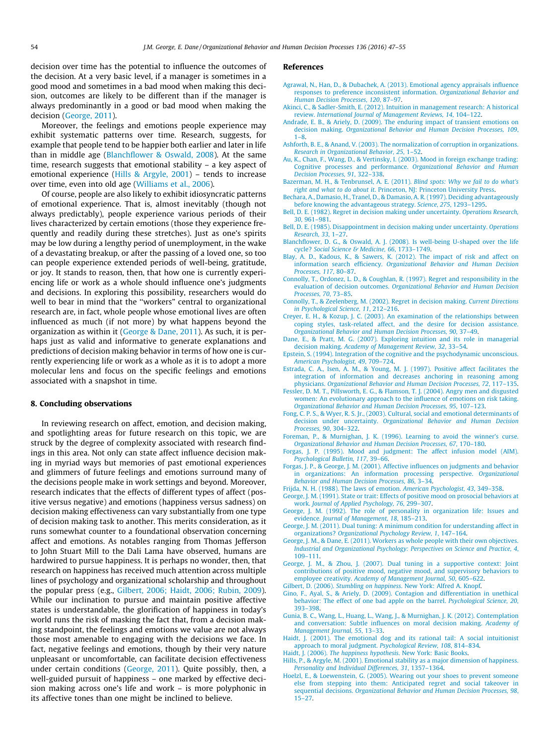decision over time has the potential to influence the outcomes of the decision. At a very basic level, if a manager is sometimes in a good mood and sometimes in a bad mood when making this decision, outcomes are likely to be different than if the manager is always predominantly in a good or bad mood when making the decision (George, 2011).

Moreover, the feelings and emotions people experience may exhibit systematic patterns over time. Research, suggests, for example that people tend to be happier both earlier and later in life than in middle age (Blanchflower & Oswald, 2008). At the same time, research suggests that emotional stability – a key aspect of emotional experience (Hills & Argyle, 2001) – tends to increase over time, even into old age (Williams et al., 2006).

Of course, people are also likely to exhibit idiosyncratic patterns of emotional experience. That is, almost inevitably (though not always predictably), people experience various periods of their lives characterized by certain emotions (those they experience frequently and readily during these stretches). Just as one's spirits may be low during a lengthy period of unemployment, in the wake of a devastating breakup, or after the passing of a loved one, so too can people experience extended periods of well-being, gratitude, or joy. It stands to reason, then, that how one is currently experiencing life or work as a whole should influence one's judgments and decisions. In exploring this possibility, researchers would do well to bear in mind that the "workers" central to organizational research are, in fact, whole people whose emotional lives are often influenced as much (if not more) by what happens beyond the organization as within it (George & Dane, 2011). As such, it is perhaps just as valid and informative to generate explanations and predictions of decision making behavior in terms of how one is currently experiencing life or work as a whole as it is to adopt a more molecular lens and focus on the specific feelings and emotions associated with a snapshot in time.

## 8. Concluding observations

In reviewing research on affect, emotion, and decision making, and spotlighting areas for future research on this topic, we are struck by the degree of complexity associated with research findings in this area. Not only can state affect influence decision making in myriad ways but memories of past emotional experiences and glimmers of future feelings and emotions surround many of the decisions people make in work settings and beyond. Moreover, research indicates that the effects of different types of affect (positive versus negative) and emotions (happiness versus sadness) on decision making effectiveness can vary substantially from one type of decision making task to another. This merits consideration, as it runs somewhat counter to a foundational observation concerning affect and emotions. As notables ranging from Thomas Jefferson to John Stuart Mill to the Dali Lama have observed, humans are hardwired to pursue happiness. It is perhaps no wonder, then, that research on happiness has received much attention across multiple lines of psychology and organizational scholarship and throughout the popular press (e.g., Gilbert, 2006; Haidt, 2006; Rubin, 2009). While our inclination to pursue and maintain positive affective states is understandable, the glorification of happiness in today's world runs the risk of masking the fact that, from a decision making standpoint, the feelings and emotions we value are not always those most amenable to engaging with the decisions we face. In fact, negative feelings and emotions, though by their very nature unpleasant or uncomfortable, can facilitate decision effectiveness under certain conditions (George, 2011). Quite possibly, then, a well-guided pursuit of happiness – one marked by effective decision making across one's life and work – is more polyphonic in its affective tones than one might be inclined to believe.

## References

Agrawal, N., Han, D., & Dubachek, A. (2013). Emotional agency appraisals influence responses to preference inconsistent information. *Organizational Behavior and Human Decision Processes, 120*, 87–97.

Akinci, C., & Sadler-Smith, E. (2012). Intuition in management research: A historical review. *International Journal of Management Reviews, 14*, 104–122.

Andrade, E. B., & Ariely, D. (2009). The enduring impact of transient emotions on decision making. *Organizational Behavior and Human Decision Processes, 109*, 1–8.

Ashforth, B. E., & Anand, V. (2003). The normalization of corruption in organizations. *Research in Organizational Behavior, 25*, 1–52.

Au, K., Chan, F., Wang, D., & Vertinsky, I. (2003). Mood in foreign exchange trading: Cognitive processes and performance. *Organizational Behavior and Human Decision Processes, 91*, 322–338.

Bazerman, M. H., & Tenbrunsel, A. E. (2011). *Blind spots: Why we fail to do what's right and what to do about it*. Princeton, NJ: Princeton University Press.

Bechara, A., Damasio, H., Tranel, D., & Damasio, A. R. (1997). Deciding advantageously before knowing the advantageous strategy. *Science, 275*, 1293–1295.

Bell, D. E. (1982). Regret in decision making under uncertainty. *Operations Research, 30*, 961–981.

Bell, D. E. (1985). Disappointment in decision making under uncertainty. *Operations Research, 33*, 1–27.

Blanchflower, D. G., & Oswald, A. J. (2008). Is well-being U-shaped over the life cycle? *Social Science & Medicine, 66*, 1733–1749.

Blay, A. D., Kadous, K., & Sawers, K. (2012). The impact of risk and affect on information search efficiency. *Organizational Behavior and Human Decision Processes, 117*, 80–87.

Connolly, T., Ordonez, L. D., & Coughlan, R. (1997). Regret and responsibility in the evaluation of decision outcomes. *Organizational Behavior and Human Decision Processes, 70*, 73–85.

Connolly, T., & Zeelenberg, M. (2002). Regret in decision making. *Current Directions in Psychological Science, 11*, 212–216.

Creyer, E. H., & Kozup, J. C. (2003). An examination of the relationships between coping styles, task-related affect, and the desire for decision assistance. *Organizational Behavior and Human Decision Processes, 90*, 37–49.

Dane, E., & Pratt, M. G. (2007). Exploring intuition and its role in managerial decision making. *Academy of Management Review, 32*, 33–54.

Epstein, S. (1994). Integration of the cognitive and the psychodynamic unconscious. *American Psychologist, 49*, 709–724.

Estrada, C. A., Isen, A. M., & Young, M. J. (1997). Positive affect facilitates the integration of information and decreases anchoring in reasoning among physicians. *Organizational Behavior and Human Decision Processes, 72*, 117–135.

Fessler, D. M. T., Pillsworth, E. G., & Flamson, T. J. (2004). Angry men and disgusted women: An evolutionary approach to the influence of emotions on risk taking. *Organizational Behavior and Human Decision Processes, 95*, 107–123.

Fong, C. P. S., & Wyer, R. S. Jr., (2003). Cultural, social and emotional determinants of decision under uncertainty. *Organizational Behavior and Human Decision Processes, 90*, 304–322.

Foreman, P., & Murnighan, J. K. (1996). Learning to avoid the winner's curse. *Organizational Behavior and Human Decision Processes, 67*, 170–180.

Forgas, J. P. (1995). Mood and judgment: The affect infusion model (AIM). *Psychological Bulletin, 117*, 39–66.

Forgas, J. P., & George, J. M. (2001). Affective influences on judgments and behavior in organizations: An information processing perspective. *Organizational Behavior and Human Decision Processes, 86*, 3–34.

Frijda, N. H. (1988). The laws of emotion. *American Psychologist, 43*, 349–358.

George, J. M. (1991). State or trait: Effects of positive mood on prosocial behaviors at work. *Journal of Applied Psychology, 76*, 299–307.

George, J. M. (1992). The role of personality in organization life: Issues and evidence. *Journal of Management, 18*, 185–213.

George, J. M. (2011). Dual tuning: A minimum condition for understanding affect in organizations? *Organizational Psychology Review, 1*, 147–164.

George, J. M., & Dane, E. (2011). Workers as whole people with their own objectives. *Industrial and Organizational Psychology: Perspectives on Science and Practice, 4*, 109–111.

George, J. M., & Zhou, J. (2007). Dual tuning in a supportive context: Joint contributions of positive mood, negative mood, and supervisory behaviors to employee creativity. *Academy of Management Journal, 50*, 605–622.

Gilbert, D. (2006). *Stumbling on happiness*. New York: Alfred A. Knopf.

Gino, F., Ayal, S., & Ariely, D. (2009). Contagion and differentiation in unethical behavior: The effect of one bad apple on the barrel. *Psychological Science, 20*, 393–398.

Gunia, B. C., Wang, L., Huang, L., Wang, J., & Murnighan, J. K. (2012). Contemplation and conversation: Subtle influences on moral decision making. *Academy of Management Journal, 55*, 13–33.

Haidt, J. (2001). The emotional dog and its rational tail: A social intuitionist approach to moral judgment. *Psychological Review, 108*, 814–834.

Haidt, J. (2006). *The happiness hypothesis*. New York: Basic Books.

Hills, P., & Argyle, M. (2001). Emotional stability as a major dimension of happiness. *Personality and Individual Differences, 31*, 1357–1364.

Hoelzl, E., & Loewenstein, G. (2005). Wearing out your shoes to prevent someone else from stepping into them: Anticipated regret and social takeover in sequential decisions. *Organizational Behavior and Human Decision Processes, 98*, 15–27.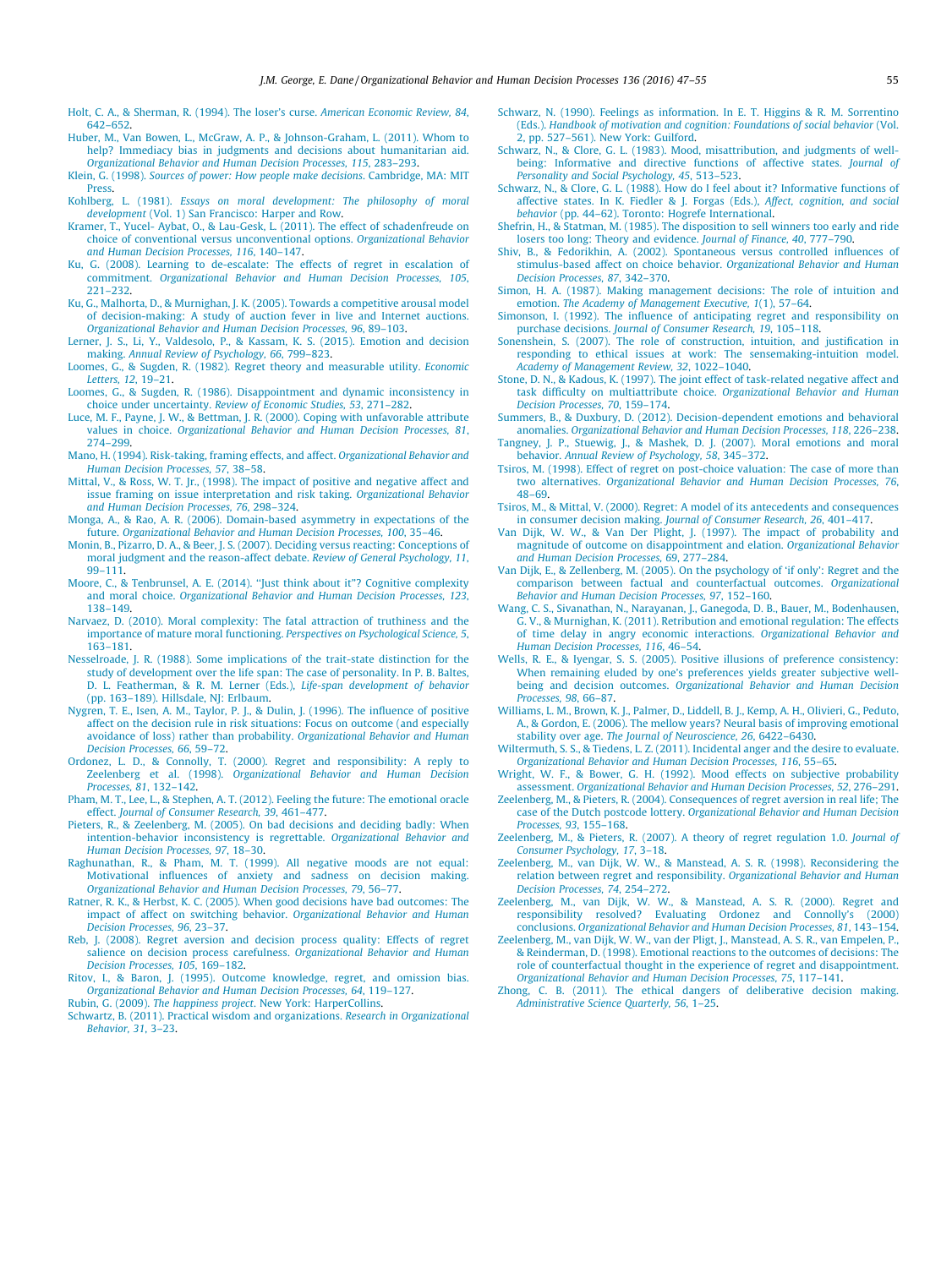Holt, C. A., & Sherman, R. (1994). The loser's curse. *American Economic Review, 84*, 642–652.

Huber, M., Van Bowen, L., McGraw, A. P., & Johnson-Graham, L. (2011). Whom to help? Immediacy bias in judgments and decisions about humanitarian aid. *Organizational Behavior and Human Decision Processes, 115*, 283–293.

Klein, G. (1998). *Sources of power: How people make decisions*. Cambridge, MA: MIT Press.

Kohlberg, L. (1981). *Essays on moral development: The philosophy of moral development* (Vol. 1) San Francisco: Harper and Row.

Kramer, T., Yucel- Aybat, O., & Lau-Gesk, L. (2011). The effect of schadenfreude on choice of conventional versus unconventional options. *Organizational Behavior and Human Decision Processes, 116*, 140–147.

Ku, G. (2008). Learning to de-escalate: The effects of regret in escalation of commitment. *Organizational Behavior and Human Decision Processes, 105*, 221–232.

Ku, G., Malhorta, D., & Murnighan, J. K. (2005). Towards a competitive arousal model of decision-making: A study of auction fever in live and Internet auctions. *Organizational Behavior and Human Decision Processes, 96*, 89–103.

Lerner, J. S., Li, Y., Valdesolo, P., & Kassam, K. S. (2015). Emotion and decision making. *Annual Review of Psychology, 66*, 799–823.

Loomes, G., & Sugden, R. (1982). Regret theory and measurable utility. *Economic Letters, 12*, 19–21.

Loomes, G., & Sugden, R. (1986). Disappointment and dynamic inconsistency in choice under uncertainty. *Review of Economic Studies, 53*, 271–282.

Luce, M. F., Payne, J. W., & Bettman, J. R. (2000). Coping with unfavorable attribute values in choice. *Organizational Behavior and Human Decision Processes, 81*, 274–299.

Mano, H. (1994). Risk-taking, framing effects, and affect. *Organizational Behavior and Human Decision Processes, 57*, 38–58.

Mittal, V., & Ross, W. T. Jr., (1998). The impact of positive and negative affect and issue framing on issue interpretation and risk taking. *Organizational Behavior and Human Decision Processes, 76*, 298–324.

Monga, A., & Rao, A. R. (2006). Domain-based asymmetry in expectations of the future. *Organizational Behavior and Human Decision Processes, 100*, 35–46.

Monin, B., Pizarro, D. A., & Beer, J. S. (2007). Deciding versus reacting: Conceptions of moral judgment and the reason-affect debate. *Review of General Psychology, 11*, 99–111.

Moore, C., & Tenbrunsel, A. E. (2014). "Just think about it"? Cognitive complexity and moral choice. *Organizational Behavior and Human Decision Processes, 123*, 138–149.

Narvaez, D. (2010). Moral complexity: The fatal attraction of truthiness and the importance of mature moral functioning. *Perspectives on Psychological Science, 5*, 163–181.

Nesselroade, J. R. (1988). Some implications of the trait-state distinction for the study of development over the life span: The case of personality. In P. B. Baltes, D. L. Featherman, & R. M. Lerner (Eds.), *Life-span development of behavior* (pp. 163–189). Hillsdale, NJ: Erlbaum.

Nygren, T. E., Isen, A. M., Taylor, P. J., & Dulin, J. (1996). The influence of positive affect on the decision rule in risk situations: Focus on outcome (and especially avoidance of loss) rather than probability. *Organizational Behavior and Human Decision Processes, 66*, 59–72.

Ordonez, L. D., & Connolly, T. (2000). Regret and responsibility: A reply to Zeelenberg et al. (1998). *Organizational Behavior and Human Decision Processes, 81*, 132–142.

Pham, M. T., Lee, L., & Stephen, A. T. (2012). Feeling the future: The emotional oracle effect. *Journal of Consumer Research, 39*, 461–477.

Pieters, R., & Zeelenberg, M. (2005). On bad decisions and deciding badly: When intention-behavior inconsistency is regrettable. *Organizational Behavior and Human Decision Processes, 97*, 18–30.

Raghunathan, R., & Pham, M. T. (1999). All negative moods are not equal: Motivational influences of anxiety and sadness on decision making. *Organizational Behavior and Human Decision Processes, 79*, 56–77.

Ratner, R. K., & Herbst, K. C. (2005). When good decisions have bad outcomes: The impact of affect on switching behavior. *Organizational Behavior and Human Decision Processes, 96*, 23–37.

Reb, J. (2008). Regret aversion and decision process quality: Effects of regret salience on decision process carefulness. *Organizational Behavior and Human Decision Processes, 105*, 169–182.

Ritov, I., & Baron, J. (1995). Outcome knowledge, regret, and omission bias. *Organizational Behavior and Human Decision Processes, 64*, 119–127.

Rubin, G. (2009). *The happiness project*. New York: HarperCollins.

Schwartz, B. (2011). Practical wisdom and organizations. *Research in Organizational Behavior, 31*, 3–23.

Schwarz, N. (1990). Feelings as information. In E. T. Higgins & R. M. Sorrentino (Eds.). *Handbook of motivation and cognition: Foundations of social behavior* (Vol. 2, pp. 527–561). New York: Guilford.

Schwarz, N., & Clore, G. L. (1983). Mood, misattribution, and judgments of well-being: Informative and directive functions of affective states. *Journal of Personality and Social Psychology, 45*, 513–523.

Schwarz, N., & Clore, G. L. (1988). How do I feel about it? Informative functions of affective states. In K. Fiedler & J. Forgas (Eds.), *Affect, cognition, and social behavior* (pp. 44–62). Toronto: Hogrefe International.

Shefrin, H., & Statman, M. (1985). The disposition to sell winners too early and ride losers too long: Theory and evidence. *Journal of Finance, 40*, 777–790.

Shiv, B., & Fedorikhin, A. (2002). Spontaneous versus controlled influences of stimulus-based affect on choice behavior. *Organizational Behavior and Human Decision Processes, 87*, 342–370.

Simon, H. A. (1987). Making management decisions: The role of intuition and emotion. *The Academy of Management Executive, 1*(1), 57–64.

Simonson, I. (1992). The influence of anticipating regret and responsibility on purchase decisions. *Journal of Consumer Research, 19*, 105–118.

Sonenshein, S. (2007). The role of construction, intuition, and justification in responding to ethical issues at work: The sensemaking-intuition model. *Academy of Management Review, 32*, 1022–1040.

Stone, D. N., & Kadous, K. (1997). The joint effect of task-related negative affect and task difficulty on multiattribute choice. *Organizational Behavior and Human Decision Processes, 70*, 159–174.

Summers, B., & Duxbury, D. (2012). Decision-dependent emotions and behavioral anomalies. *Organizational Behavior and Human Decision Processes, 118*, 226–238.

Tangney, J. P., Stuewig, J., & Mashek, D. J. (2007). Moral emotions and moral behavior. *Annual Review of Psychology, 58*, 345–372.

Tsiros, M. (1998). Effect of regret on post-choice valuation: The case of more than two alternatives. *Organizational Behavior and Human Decision Processes, 76*, 48–69.

Tsiros, M., & Mittal, V. (2000). Regret: A model of its antecedents and consequences in consumer decision making. *Journal of Consumer Research, 26*, 401–417.

Van Dijk, W. W., & Van Der Plight, J. (1997). The impact of probability and magnitude of outcome on disappointment and elation. *Organizational Behavior and Human Decision Processes, 69*, 277–284.

Van Dijk, E., & Zellenberg, M. (2005). On the psychology of 'if only': Regret and the comparison between factual and counterfactual outcomes. *Organizational Behavior and Human Decision Processes, 97*, 152–160.

Wang, C. S., Sivanathan, N., Narayanan, J., Ganegoda, D. B., Bauer, M., Bodenhausen, G. V., & Murnighan, K. (2011). Retribution and emotional regulation: The effects of time delay in angry economic interactions. *Organizational Behavior and Human Decision Processes, 116*, 46–54.

Wells, R. E., & Iyengar, S. S. (2005). Positive illusions of preference consistency: When remaining eluded by one's preferences yields greater subjective well-being and decision outcomes. *Organizational Behavior and Human Decision Processes, 98*, 66–87.

Williams, L. M., Brown, K. J., Palmer, D., Liddell, B. J., Kemp, A. H., Olivieri, G., Peduto, A., & Gordon, E. (2006). The mellow years? Neural basis of improving emotional stability over age. *The Journal of Neuroscience, 26*, 6422–6430.

Wiltermuth, S. S., & Tiedens, L. Z. (2011). Incidental anger and the desire to evaluate. *Organizational Behavior and Human Decision Processes, 116*, 55–65.

Wright, W. F., & Bower, G. H. (1992). Mood effects on subjective probability assessment. *Organizational Behavior and Human Decision Processes, 52*, 276–291.

Zeelenberg, M., & Pieters, R. (2004). Consequences of regret aversion in real life; The case of the Dutch postcode lottery. *Organizational Behavior and Human Decision Processes, 93*, 155–168.

Zeelenberg, M., & Pieters, R. (2007). A theory of regret regulation 1.0. *Journal of Consumer Psychology, 17*, 3–18.

Zeelenberg, M., van Dijk, W. W., & Manstead, A. S. R. (1998). Reconsidering the relation between regret and responsibility. *Organizational Behavior and Human Decision Processes, 74*, 254–272.

Zeelenberg, M., van Dijk, W. W., & Manstead, A. S. R. (2000). Regret and responsibility resolved? Evaluating Ordonez and Connolly's (2000) conclusions. *Organizational Behavior and Human Decision Processes, 81*, 143–154.

Zeelenberg, M., van Dijk, W. W., van der Pligt, J., Manstead, A. S. R., van Empelen, P., & Reinderman, D. (1998). Emotional reactions to the outcomes of decisions: The role of counterfactual thought in the experience of regret and disappointment. *Organizational Behavior and Human Decision Processes, 75*, 117–141.

Zhong, C. B. (2011). The ethical dangers of deliberative decision making. *Administrative Science Quarterly, 56*, 1–25.